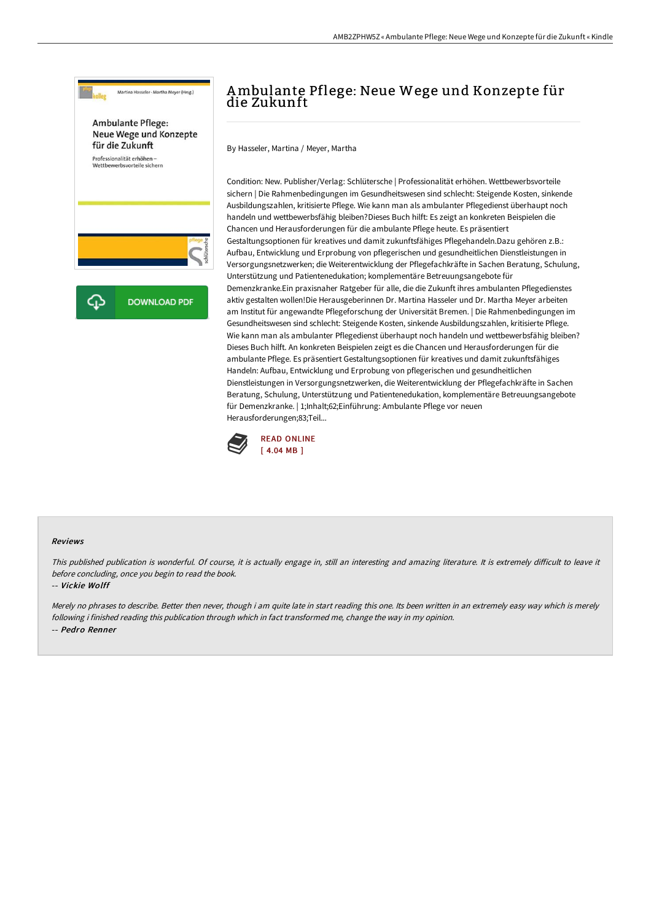# Ambulante Pflege: Neue Wege und Konzepte für die Zukunft

By Hasseler, Martina / Meyer, Martha

Condition: New. Publisher/Verlag: Schlütersche | Professionalität erhöhen. Wettbewerbsvorteile sichern | Die Rahmenbedingungen im Gesundheitswesen sind schlecht: Steigende Kosten, sinkende Ausbildungszahlen, kritisierte Pflege. Wie kann man als ambulanter Pflegedienst überhaupt noch handeln und wettbewerbsfähig bleiben?Dieses Buch hilft: Es zeigt an konkreten Beispielen die Chancen und Herausforderungen für die ambulante Pflege heute. Es präsentiert Gestaltungsoptionen für kreatives und damit zukunftsfähiges Pflegehandeln.Dazu gehören z.B.: Aufbau, Entwicklung und Erprobung von pflegerischen und gesundheitlichen Dienstleistungen in Versorgungsnetzwerken; die Weiterentwicklung der Pflegefachkräfte in Sachen Beratung, Schulung, Unterstützung und Patientenedukation; komplementäre Betreuungsangebote für Demenzkranke.Ein praxisnaher Ratgeber für alle, die die Zukunft ihres ambulanten Pflegedienstes aktiv gestalten wollen!Die Herausgeberinnen Dr. Martina Hasseler und Dr. Martha Meyer arbeiten am Institut für angewandte Pflegeforschung der Universität Bremen. | Die Rahmenbedingungen im Gesundheitswesen sind schlecht: Steigende Kosten, sinkende Ausbildungszahlen, kritisierte Pflege. Wie kann man als ambulanter Pflegedienst überhaupt noch handeln und wettbewerbsfähig bleiben? Dieses Buch hilft. An konkreten Beispielen zeigt es die Chancen und Herausforderungen für die ambulante Pflege. Es präsentiert Gestaltungsoptionen für kreatives und damit zukunftsfähiges Handeln: Aufbau, Entwicklung und Erprobung von pflegerischen und gesundheitlichen Dienstleistungen in Versorgungsnetzwerken, die Weiterentwicklung der Pflegefachkräfte in Sachen Beratung, Schulung, Unterstützung und Patientenedukation, komplementäre Betreuungsangebote für Demenzkranke. | 1;Inhalt;62;Einführung: Ambulante Pflege vor neuen Herausforderungen;83;Teil...

READ ONLINE
[ 4.04 MB ]

## Reviews

*This published publication is wonderful. Of course, it is actually engage in, still an interesting and amazing literature. It is extremely difficult to leave it before concluding, once you begin to read the book.*

-- *Vickie Wolff*

*Merely no phrases to describe. Better then never, though i am quite late in start reading this one. Its been written in an extremely easy way which is merely following i finished reading this publication through which in fact transformed me, change the way in my opinion.*

-- *Pedro Renner*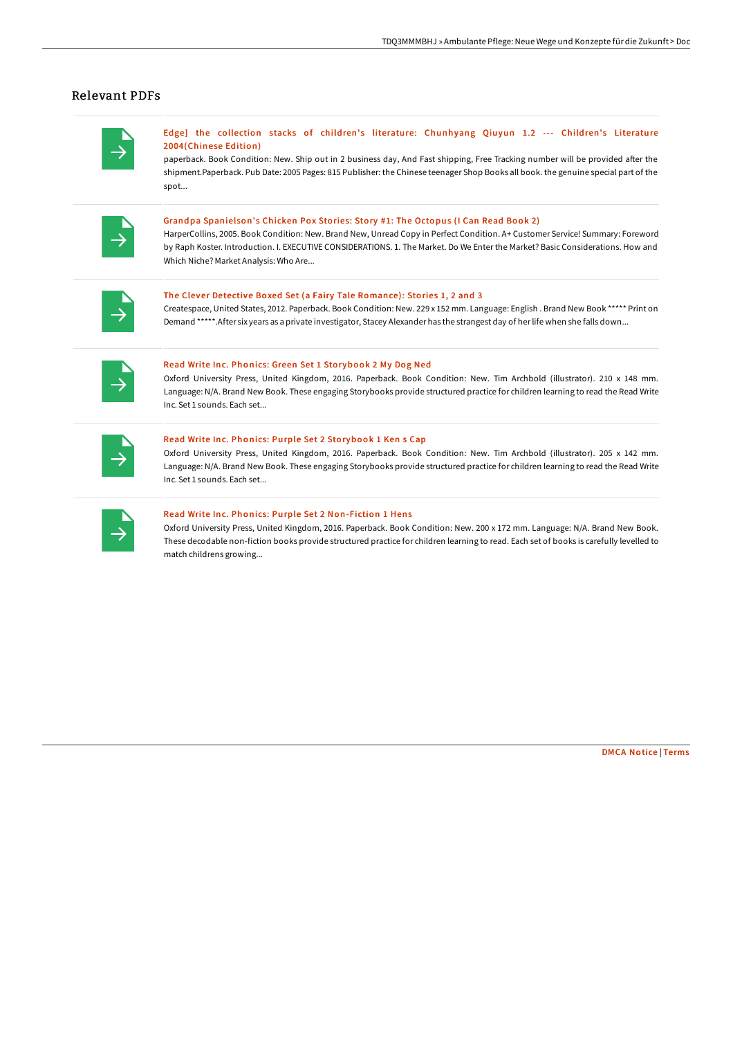## Relevant PDFs

### Edge] the collection stacks of children's literature: Chunhyang Qiuyun 1.2 --- Children's Literature 2004(Chinese Edition)

paperback. Book Condition: New. Ship out in 2 business day, And Fast shipping, Free Tracking number will be provided after the shipment.Paperback. Pub Date: 2005 Pages: 815 Publisher: the Chinese teenager Shop Books all book. the genuine special part of the spot...

### Grandpa Spanielson's Chicken Pox Stories: Story #1: The Octopus (I Can Read Book 2)

HarperCollins, 2005. Book Condition: New. Brand New, Unread Copy in Perfect Condition. A+ Customer Service! Summary: Foreword by Raph Koster. Introduction. I. EXECUTIVE CONSIDERATIONS. 1. The Market. Do We Enter the Market? Basic Considerations. How and Which Niche? Market Analysis: Who Are...

### The Clever Detective Boxed Set (a Fairy Tale Romance): Stories 1, 2 and 3

Createspace, United States, 2012. Paperback. Book Condition: New. 229 x 152 mm. Language: English . Brand New Book ***** Print on Demand *****.After six years as a private investigator, Stacey Alexander has the strangest day of her life when she falls down...

### Read Write Inc. Phonics: Green Set 1 Storybook 2 My Dog Ned

Oxford University Press, United Kingdom, 2016. Paperback. Book Condition: New. Tim Archbold (illustrator). 210 x 148 mm. Language: N/A. Brand New Book. These engaging Storybooks provide structured practice for children learning to read the Read Write Inc. Set 1 sounds. Each set...

### Read Write Inc. Phonics: Purple Set 2 Storybook 1 Ken s Cap

Oxford University Press, United Kingdom, 2016. Paperback. Book Condition: New. Tim Archbold (illustrator). 205 x 142 mm. Language: N/A. Brand New Book. These engaging Storybooks provide structured practice for children learning to read the Read Write Inc. Set 1 sounds. Each set...

### Read Write Inc. Phonics: Purple Set 2 Non-Fiction 1 Hens

Oxford University Press, United Kingdom, 2016. Paperback. Book Condition: New. 200 x 172 mm. Language: N/A. Brand New Book. These decodable non-fiction books provide structured practice for children learning to read. Each set of books is carefully levelled to match childrens growing...